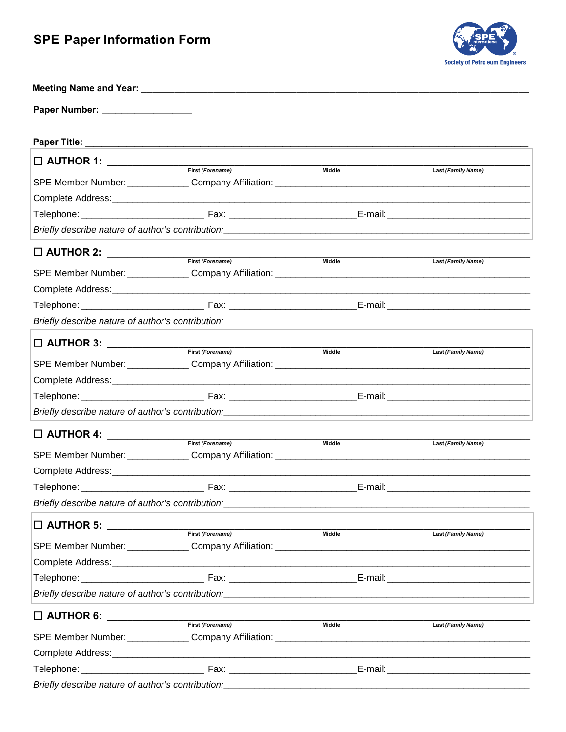# SPE Paper Information Form

Society of Petroleum Engineers

**Meeting Name and Year:** ______________________________________________

**Paper Number:** ________________

**Paper Title:** ______________________________________________

☐ **AUTHOR 1:** ______________________________________________
First *(Forename)* Middle Last *(Family Name)*

SPE Member Number: ____________ Company Affiliation: ______________________________

Complete Address: ______________________________________________

Telephone: ______________________ Fax: ______________________ E-mail: ______________________

*Briefly describe nature of author's contribution:* ______________________________________________

☐ **AUTHOR 2:** ______________________________________________
First *(Forename)* Middle Last *(Family Name)*

SPE Member Number: ____________ Company Affiliation: ______________________________

Complete Address: ______________________________________________

Telephone: ______________________ Fax: ______________________ E-mail: ______________________

*Briefly describe nature of author's contribution:* ______________________________________________

☐ **AUTHOR 3:** ______________________________________________
First *(Forename)* Middle Last *(Family Name)*

SPE Member Number: ____________ Company Affiliation: ______________________________

Complete Address: ______________________________________________

Telephone: ______________________ Fax: ______________________ E-mail: ______________________

*Briefly describe nature of author's contribution:* ______________________________________________

☐ **AUTHOR 4:** ______________________________________________
First *(Forename)* Middle Last *(Family Name)*

SPE Member Number: ____________ Company Affiliation: ______________________________

Complete Address: ______________________________________________

Telephone: ______________________ Fax: ______________________ E-mail: ______________________

*Briefly describe nature of author's contribution:* ______________________________________________

☐ **AUTHOR 5:** ______________________________________________
First *(Forename)* Middle Last *(Family Name)*

SPE Member Number: ____________ Company Affiliation: ______________________________

Complete Address: ______________________________________________

Telephone: ______________________ Fax: ______________________ E-mail: ______________________

*Briefly describe nature of author's contribution:* ______________________________________________

☐ **AUTHOR 6:** ______________________________________________
First *(Forename)* Middle Last *(Family Name)*

SPE Member Number: ____________ Company Affiliation: ______________________________

Complete Address: ______________________________________________

Telephone: ______________________ Fax: ______________________ E-mail: ______________________

*Briefly describe nature of author's contribution:* ______________________________________________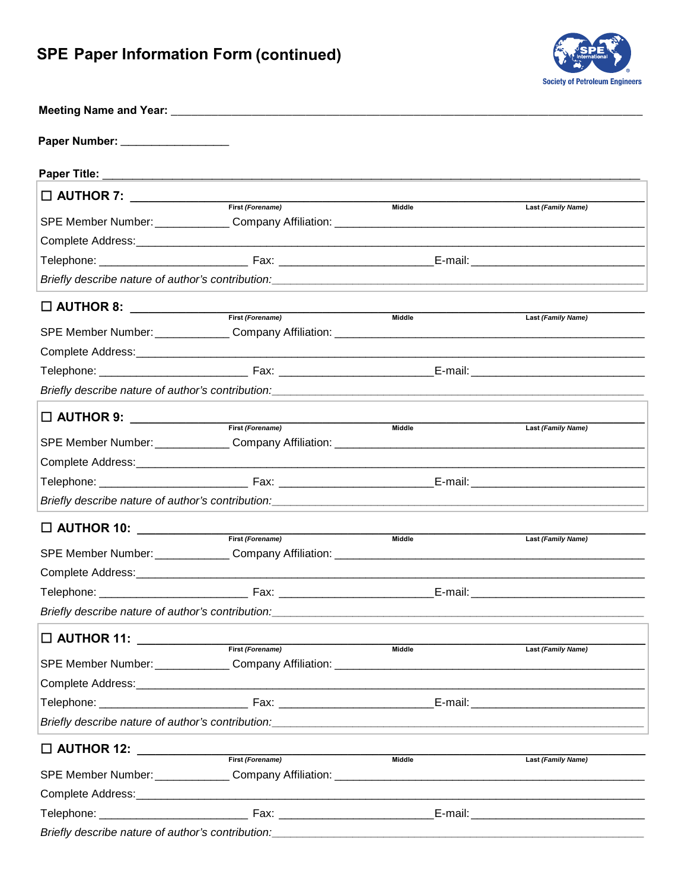# SPE Paper Information Form (continued)

Society of Petroleum Engineers

**Meeting Name and Year:** ___________________________________________________________________

**Paper Number:** _________________

**Paper Title:** ___________________________________________________________________________

☐ **AUTHOR 7:** ______________________________________________________________________

First *(Forename)* Middle Last *(Family Name)*

SPE Member Number: ____________ Company Affiliation: _____________________________________________

Complete Address:_______________________________________________________________________

Telephone: _______________________ Fax: ________________________E-mail: ___________________________

*Briefly describe nature of author's contribution:*___________________________________________________________

☐ **AUTHOR 8:** ______________________________________________________________________

First *(Forename)* Middle Last *(Family Name)*

SPE Member Number: ____________ Company Affiliation: _____________________________________________

Complete Address:_______________________________________________________________________

Telephone: _______________________ Fax: ________________________E-mail: ___________________________

*Briefly describe nature of author's contribution:*___________________________________________________________

☐ **AUTHOR 9:** ______________________________________________________________________

First *(Forename)* Middle Last *(Family Name)*

SPE Member Number: ____________ Company Affiliation: _____________________________________________

Complete Address:_______________________________________________________________________

Telephone: _______________________ Fax: ________________________E-mail: ___________________________

*Briefly describe nature of author's contribution:*___________________________________________________________

☐ **AUTHOR 10:** _____________________________________________________________________

First *(Forename)* Middle Last *(Family Name)*

SPE Member Number: ____________ Company Affiliation: _____________________________________________

Complete Address:_______________________________________________________________________

Telephone: _______________________ Fax: ________________________E-mail: ___________________________

*Briefly describe nature of author's contribution:*___________________________________________________________

☐ **AUTHOR 11:** _____________________________________________________________________

First *(Forename)* Middle Last *(Family Name)*

SPE Member Number: ____________ Company Affiliation: _____________________________________________

Complete Address:_______________________________________________________________________

Telephone: _______________________ Fax: ________________________E-mail: ___________________________

*Briefly describe nature of author's contribution:*___________________________________________________________

☐ **AUTHOR 12:** _____________________________________________________________________

First *(Forename)* Middle Last *(Family Name)*

SPE Member Number: ____________ Company Affiliation: _____________________________________________

Complete Address:_______________________________________________________________________

Telephone: _______________________ Fax: ________________________E-mail: ___________________________

*Briefly describe nature of author's contribution:*___________________________________________________________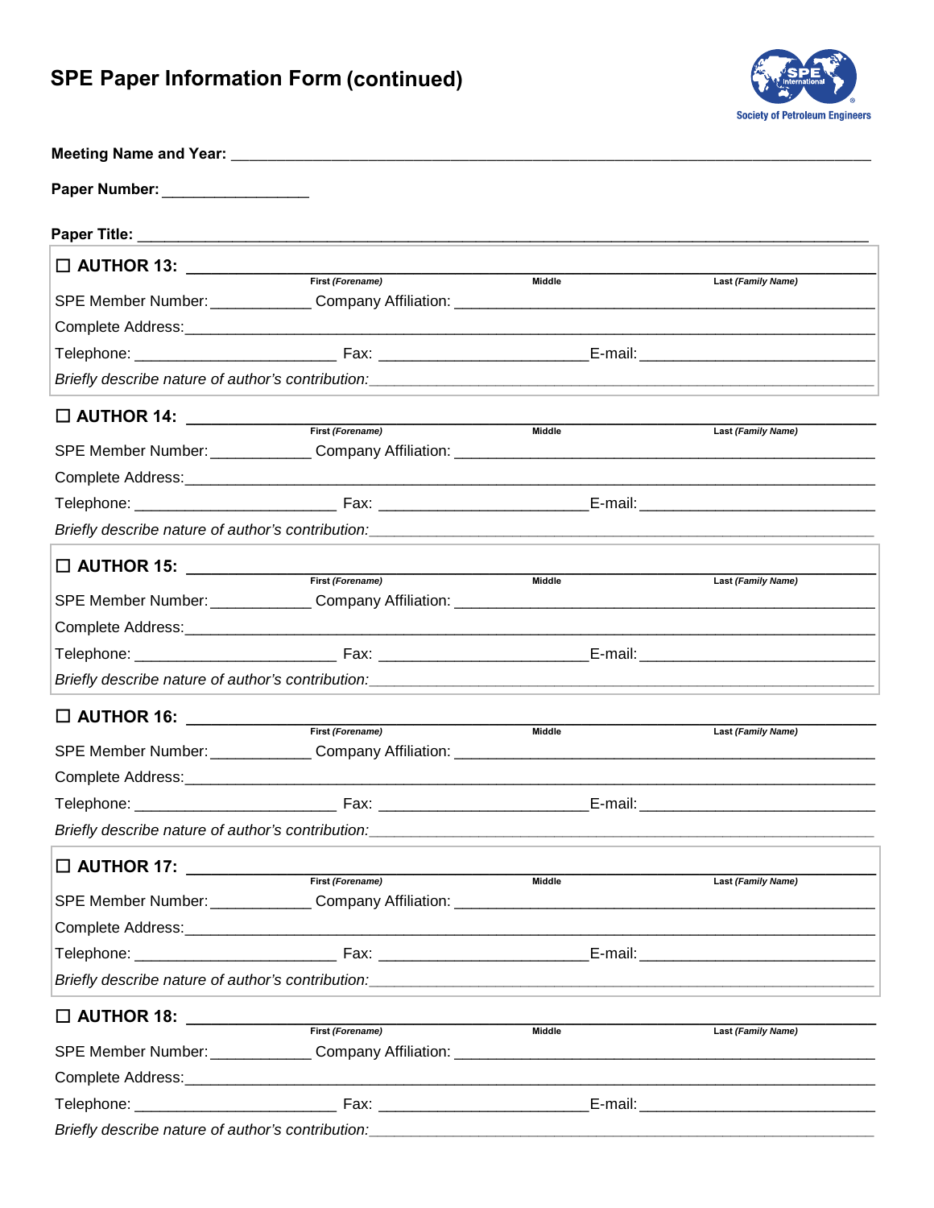# SPE Paper Information Form (continued)

Society of Petroleum Engineers

**Meeting Name and Year:** ______________________________________________________________________

**Paper Number:** _________________

**Paper Title:** ______________________________________________________________________________

☐ **AUTHOR 13:** ______________________________________________________________________
First *(Forename)* Middle Last *(Family Name)*

SPE Member Number: ____________ Company Affiliation: ______________________________________________

Complete Address: _____________________________________________________________________________

Telephone: ________________________ Fax: ________________________ E-mail: ___________________________

*Briefly describe nature of author's contribution:* ____________________________________________________

☐ **AUTHOR 14:** ______________________________________________________________________
First *(Forename)* Middle Last *(Family Name)*

SPE Member Number: ____________ Company Affiliation: ______________________________________________

Complete Address: _____________________________________________________________________________

Telephone: ________________________ Fax: ________________________ E-mail: ___________________________

*Briefly describe nature of author's contribution:* ____________________________________________________

☐ **AUTHOR 15:** ______________________________________________________________________
First *(Forename)* Middle Last *(Family Name)*

SPE Member Number: ____________ Company Affiliation: ______________________________________________

Complete Address: _____________________________________________________________________________

Telephone: ________________________ Fax: ________________________ E-mail: ___________________________

*Briefly describe nature of author's contribution:* ____________________________________________________

☐ **AUTHOR 16:** ______________________________________________________________________
First *(Forename)* Middle Last *(Family Name)*

SPE Member Number: ____________ Company Affiliation: ______________________________________________

Complete Address: _____________________________________________________________________________

Telephone: ________________________ Fax: ________________________ E-mail: ___________________________

*Briefly describe nature of author's contribution:* ____________________________________________________

☐ **AUTHOR 17:** ______________________________________________________________________
First *(Forename)* Middle Last *(Family Name)*

SPE Member Number: ____________ Company Affiliation: ______________________________________________

Complete Address: _____________________________________________________________________________

Telephone: ________________________ Fax: ________________________ E-mail: ___________________________

*Briefly describe nature of author's contribution:* ____________________________________________________

☐ **AUTHOR 18:** ______________________________________________________________________
First *(Forename)* Middle Last *(Family Name)*

SPE Member Number: ____________ Company Affiliation: ______________________________________________

Complete Address: _____________________________________________________________________________

Telephone: ________________________ Fax: ________________________ E-mail: ___________________________

*Briefly describe nature of author's contribution:* ____________________________________________________